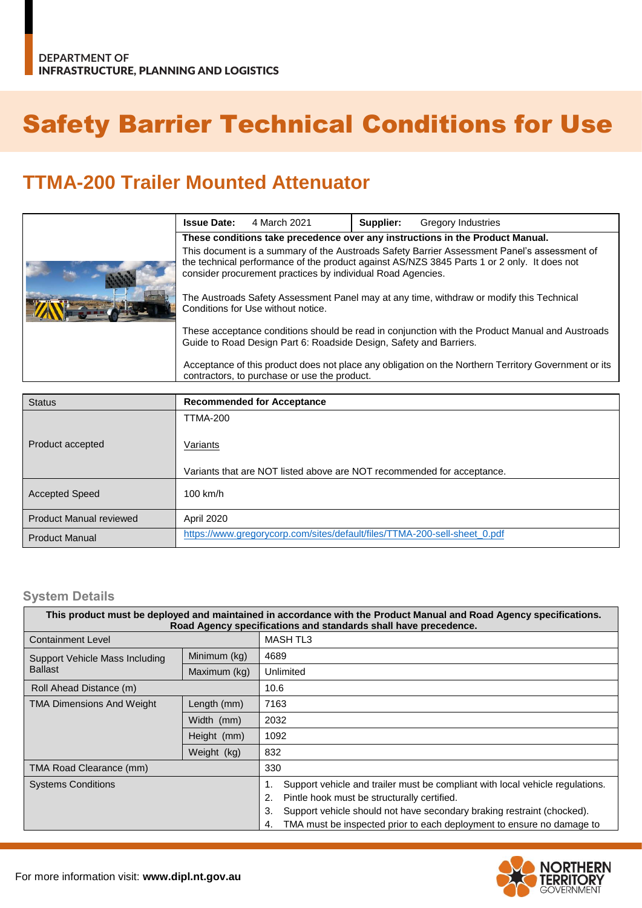DEPARTMENT OF
INFRASTRUCTURE, PLANNING AND LOGISTICS

# Safety Barrier Technical Conditions for Use

## TTMA-200 Trailer Mounted Attenuator

| | | |
|---|---|---|
| **Issue Date:** 4 March 2021 | **Supplier:** Gregory Industries | |

**These conditions take precedence over any instructions in the Product Manual.**

This document is a summary of the Austroads Safety Barrier Assessment Panel's assessment of the technical performance of the product against AS/NZS 3845 Parts 1 or 2 only. It does not consider procurement practices by individual Road Agencies.

The Austroads Safety Assessment Panel may at any time, withdraw or modify this Technical Conditions for Use without notice.

These acceptance conditions should be read in conjunction with the Product Manual and Austroads Guide to Road Design Part 6: Roadside Design, Safety and Barriers.

Acceptance of this product does not place any obligation on the Northern Territory Government or its contractors, to purchase or use the product.

| Status | **Recommended for Acceptance** |
|---|---|
| Product accepted | TTMA-200<br><br>Variants<br><br>Variants that are NOT listed above are NOT recommended for acceptance. |
| Accepted Speed | 100 km/h |
| Product Manual reviewed | April 2020 |
| Product Manual | https://www.gregorycorp.com/sites/default/files/TTMA-200-sell-sheet_0.pdf |

### System Details

**This product must be deployed and maintained in accordance with the Product Manual and Road Agency specifications. Road Agency specifications and standards shall have precedence.**

| | | |
|---|---|---|
| Containment Level | | MASH TL3 |
| Support Vehicle Mass Including Ballast | Minimum (kg) | 4689 |
| | Maximum (kg) | Unlimited |
| Roll Ahead Distance (m) | | 10.6 |
| TMA Dimensions And Weight | Length (mm) | 7163 |
| | Width (mm) | 2032 |
| | Height (mm) | 1092 |
| | Weight (kg) | 832 |
| TMA Road Clearance (mm) | | 330 |
| Systems Conditions | | 1. Support vehicle and trailer must be compliant with local vehicle regulations.<br>2. Pintle hook must be structurally certified.<br>3. Support vehicle should not have secondary braking restraint (chocked).<br>4. TMA must be inspected prior to each deployment to ensure no damage to |

For more information visit: **www.dipl.nt.gov.au**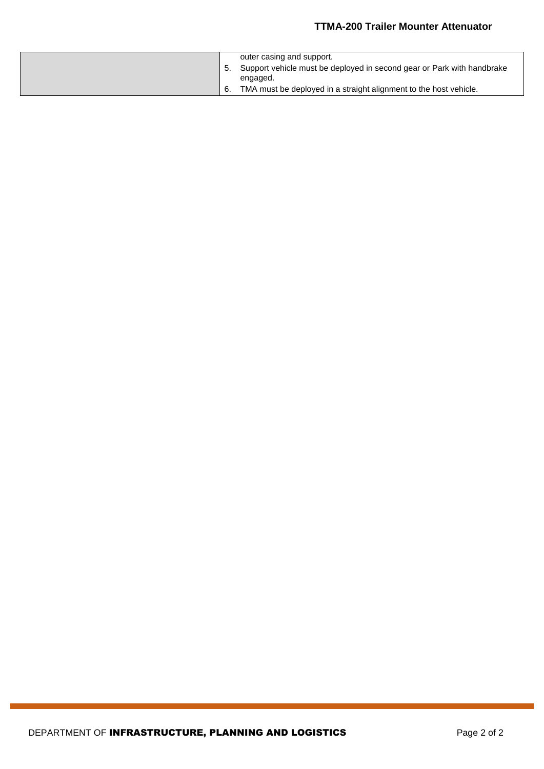| | |
|---|---|
| | outer casing and support.<br>5. Support vehicle must be deployed in second gear or Park with handbrake engaged.<br>6. TMA must be deployed in a straight alignment to the host vehicle. |